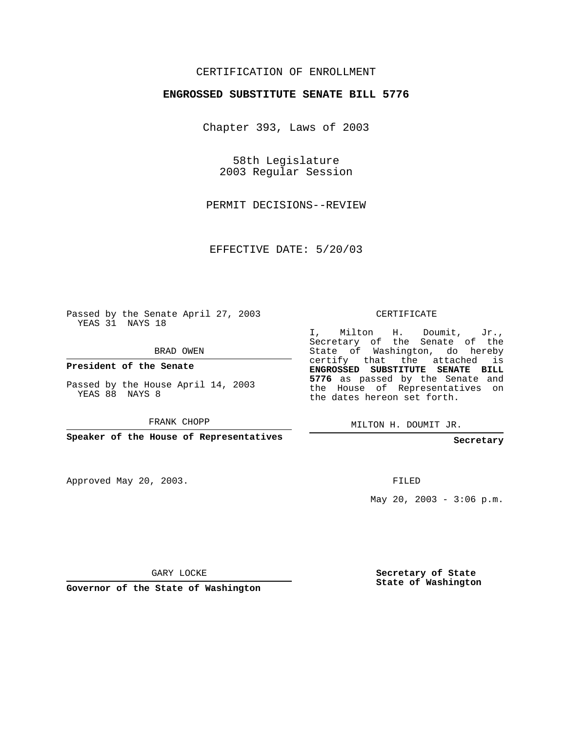CERTIFICATION OF ENROLLMENT

**ENGROSSED SUBSTITUTE SENATE BILL 5776**

Chapter 393, Laws of 2003

58th Legislature
2003 Regular Session

PERMIT DECISIONS--REVIEW

EFFECTIVE DATE: 5/20/03

Passed by the Senate April 27, 2003
YEAS 31 NAYS 18

BRAD OWEN

**President of the Senate**

Passed by the House April 14, 2003
YEAS 88 NAYS 8

FRANK CHOPP

**Speaker of the House of Representatives**

CERTIFICATE

I, Milton H. Doumit, Jr., Secretary of the Senate of the State of Washington, do hereby certify that the attached is **ENGROSSED SUBSTITUTE SENATE BILL 5776** as passed by the Senate and the House of Representatives on the dates hereon set forth.

MILTON H. DOUMIT JR.

**Secretary**

Approved May 20, 2003.

FILED

May 20, 2003 - 3:06 p.m.

GARY LOCKE

**Governor of the State of Washington**

**Secretary of State**
**State of Washington**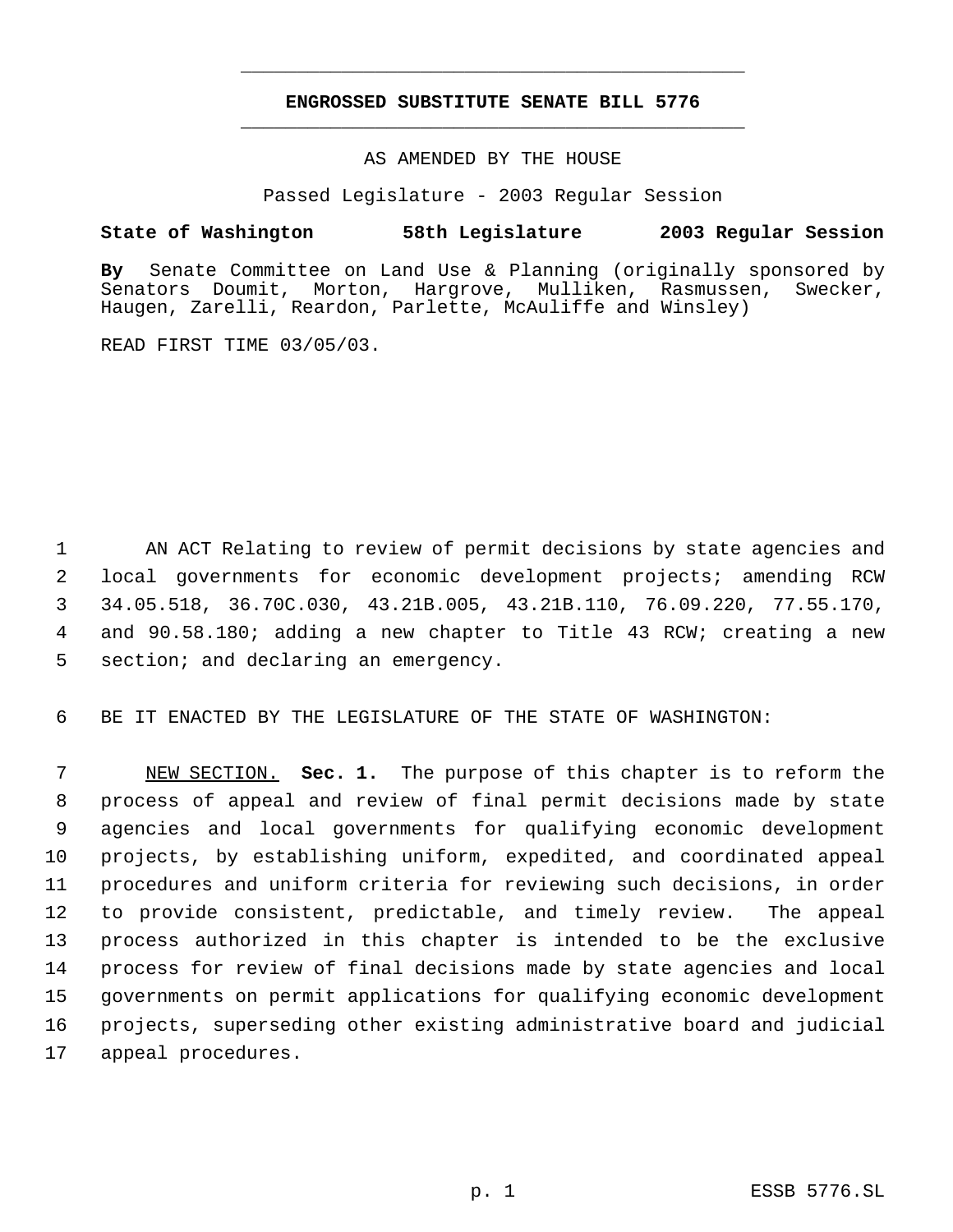# ENGROSSED SUBSTITUTE SENATE BILL 5776

AS AMENDED BY THE HOUSE

Passed Legislature - 2003 Regular Session

**State of Washington 58th Legislature 2003 Regular Session**

**By** Senate Committee on Land Use & Planning (originally sponsored by Senators Doumit, Morton, Hargrove, Mulliken, Rasmussen, Swecker, Haugen, Zarelli, Reardon, Parlette, McAuliffe and Winsley)

READ FIRST TIME 03/05/03.

AN ACT Relating to review of permit decisions by state agencies and local governments for economic development projects; amending RCW 34.05.518, 36.70C.030, 43.21B.005, 43.21B.110, 76.09.220, 77.55.170, and 90.58.180; adding a new chapter to Title 43 RCW; creating a new section; and declaring an emergency.

BE IT ENACTED BY THE LEGISLATURE OF THE STATE OF WASHINGTON:

NEW SECTION. **Sec. 1.** The purpose of this chapter is to reform the process of appeal and review of final permit decisions made by state agencies and local governments for qualifying economic development projects, by establishing uniform, expedited, and coordinated appeal procedures and uniform criteria for reviewing such decisions, in order to provide consistent, predictable, and timely review. The appeal process authorized in this chapter is intended to be the exclusive process for review of final decisions made by state agencies and local governments on permit applications for qualifying economic development projects, superseding other existing administrative board and judicial appeal procedures.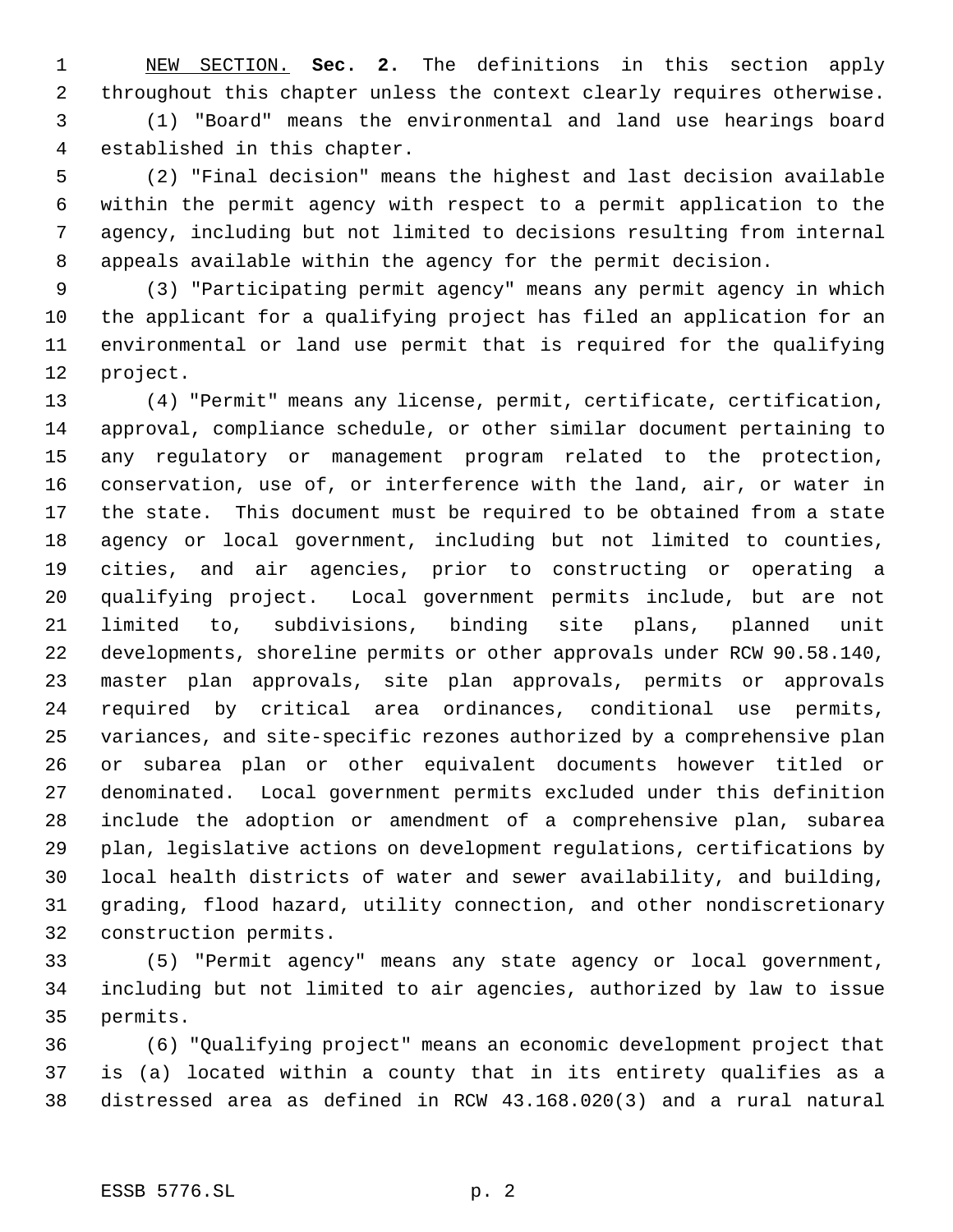NEW SECTION. **Sec. 2.** The definitions in this section apply throughout this chapter unless the context clearly requires otherwise.

(1) "Board" means the environmental and land use hearings board established in this chapter.

(2) "Final decision" means the highest and last decision available within the permit agency with respect to a permit application to the agency, including but not limited to decisions resulting from internal appeals available within the agency for the permit decision.

(3) "Participating permit agency" means any permit agency in which the applicant for a qualifying project has filed an application for an environmental or land use permit that is required for the qualifying project.

(4) "Permit" means any license, permit, certificate, certification, approval, compliance schedule, or other similar document pertaining to any regulatory or management program related to the protection, conservation, use of, or interference with the land, air, or water in the state. This document must be required to be obtained from a state agency or local government, including but not limited to counties, cities, and air agencies, prior to constructing or operating a qualifying project. Local government permits include, but are not limited to, subdivisions, binding site plans, planned unit developments, shoreline permits or other approvals under RCW 90.58.140, master plan approvals, site plan approvals, permits or approvals required by critical area ordinances, conditional use permits, variances, and site-specific rezones authorized by a comprehensive plan or subarea plan or other equivalent documents however titled or denominated. Local government permits excluded under this definition include the adoption or amendment of a comprehensive plan, subarea plan, legislative actions on development regulations, certifications by local health districts of water and sewer availability, and building, grading, flood hazard, utility connection, and other nondiscretionary construction permits.

(5) "Permit agency" means any state agency or local government, including but not limited to air agencies, authorized by law to issue permits.

(6) "Qualifying project" means an economic development project that is (a) located within a county that in its entirety qualifies as a distressed area as defined in RCW 43.168.020(3) and a rural natural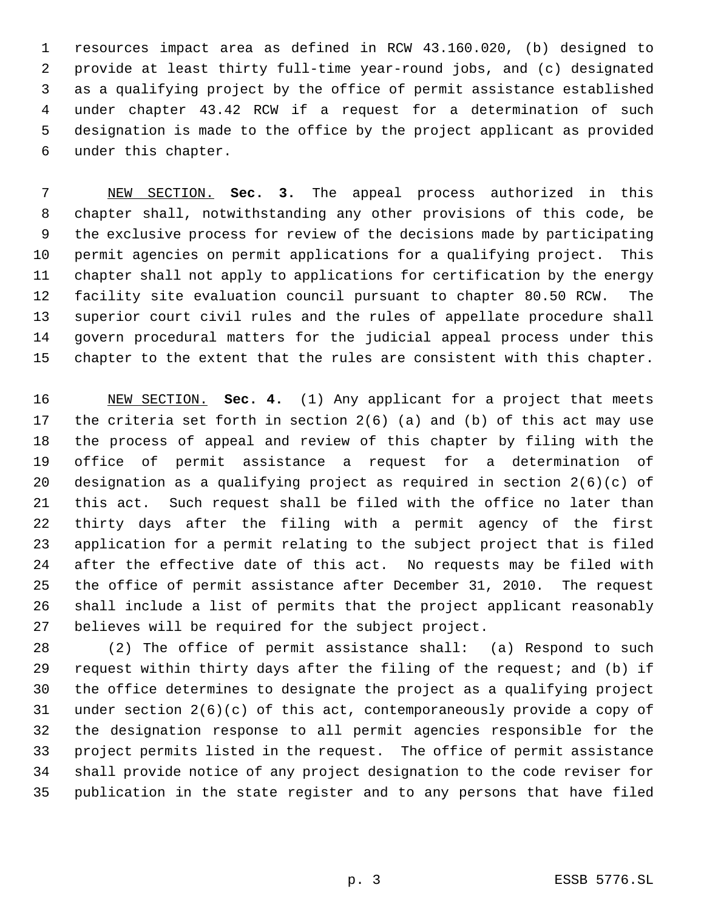resources impact area as defined in RCW 43.160.020, (b) designed to provide at least thirty full-time year-round jobs, and (c) designated as a qualifying project by the office of permit assistance established under chapter 43.42 RCW if a request for a determination of such designation is made to the office by the project applicant as provided under this chapter.

NEW SECTION. **Sec. 3.** The appeal process authorized in this chapter shall, notwithstanding any other provisions of this code, be the exclusive process for review of the decisions made by participating permit agencies on permit applications for a qualifying project. This chapter shall not apply to applications for certification by the energy facility site evaluation council pursuant to chapter 80.50 RCW. The superior court civil rules and the rules of appellate procedure shall govern procedural matters for the judicial appeal process under this chapter to the extent that the rules are consistent with this chapter.

NEW SECTION. **Sec. 4.** (1) Any applicant for a project that meets the criteria set forth in section 2(6) (a) and (b) of this act may use the process of appeal and review of this chapter by filing with the office of permit assistance a request for a determination of designation as a qualifying project as required in section 2(6)(c) of this act. Such request shall be filed with the office no later than thirty days after the filing with a permit agency of the first application for a permit relating to the subject project that is filed after the effective date of this act. No requests may be filed with the office of permit assistance after December 31, 2010. The request shall include a list of permits that the project applicant reasonably believes will be required for the subject project.

(2) The office of permit assistance shall: (a) Respond to such request within thirty days after the filing of the request; and (b) if the office determines to designate the project as a qualifying project under section 2(6)(c) of this act, contemporaneously provide a copy of the designation response to all permit agencies responsible for the project permits listed in the request. The office of permit assistance shall provide notice of any project designation to the code reviser for publication in the state register and to any persons that have filed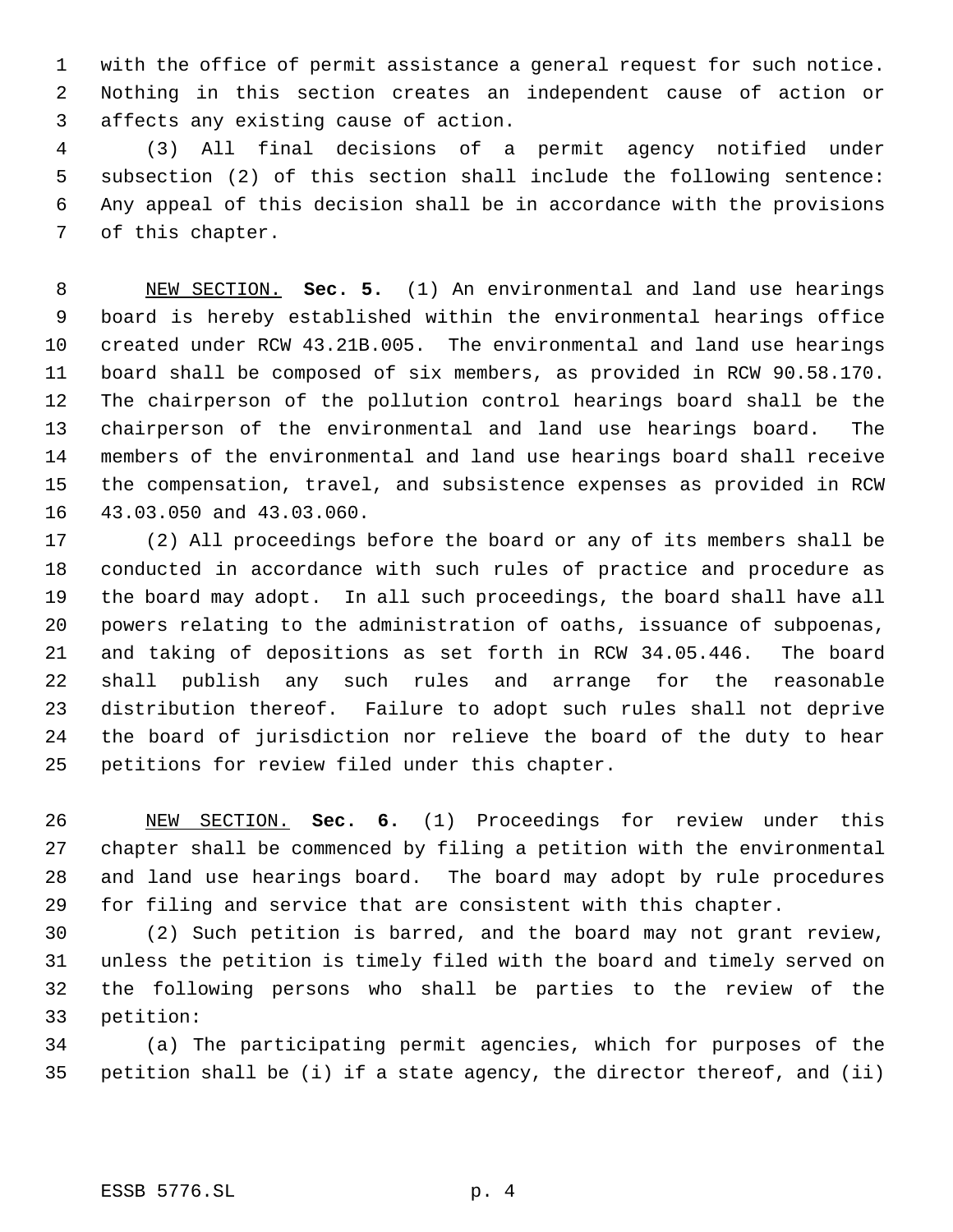with the office of permit assistance a general request for such notice. Nothing in this section creates an independent cause of action or affects any existing cause of action.

(3) All final decisions of a permit agency notified under subsection (2) of this section shall include the following sentence: Any appeal of this decision shall be in accordance with the provisions of this chapter.

NEW SECTION. **Sec. 5.** (1) An environmental and land use hearings board is hereby established within the environmental hearings office created under RCW 43.21B.005. The environmental and land use hearings board shall be composed of six members, as provided in RCW 90.58.170. The chairperson of the pollution control hearings board shall be the chairperson of the environmental and land use hearings board. The members of the environmental and land use hearings board shall receive the compensation, travel, and subsistence expenses as provided in RCW 43.03.050 and 43.03.060.

(2) All proceedings before the board or any of its members shall be conducted in accordance with such rules of practice and procedure as the board may adopt. In all such proceedings, the board shall have all powers relating to the administration of oaths, issuance of subpoenas, and taking of depositions as set forth in RCW 34.05.446. The board shall publish any such rules and arrange for the reasonable distribution thereof. Failure to adopt such rules shall not deprive the board of jurisdiction nor relieve the board of the duty to hear petitions for review filed under this chapter.

NEW SECTION. **Sec. 6.** (1) Proceedings for review under this chapter shall be commenced by filing a petition with the environmental and land use hearings board. The board may adopt by rule procedures for filing and service that are consistent with this chapter.

(2) Such petition is barred, and the board may not grant review, unless the petition is timely filed with the board and timely served on the following persons who shall be parties to the review of the petition:

(a) The participating permit agencies, which for purposes of the petition shall be (i) if a state agency, the director thereof, and (ii)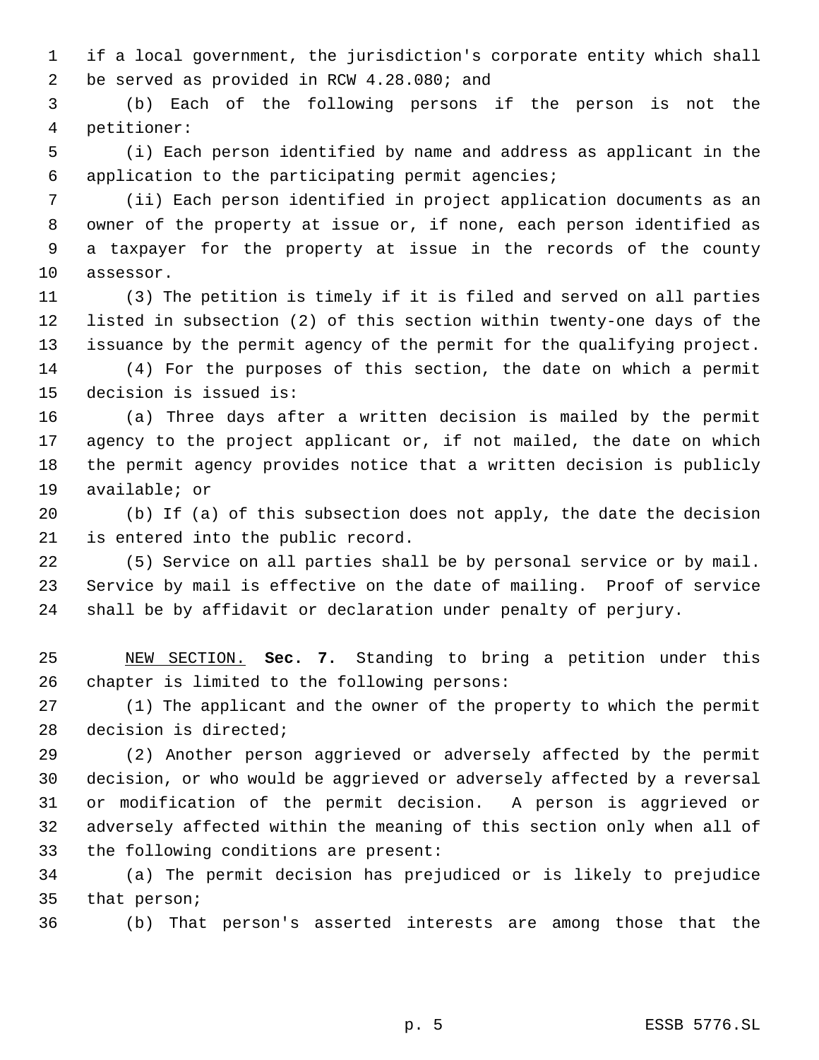if a local government, the jurisdiction's corporate entity which shall be served as provided in RCW 4.28.080; and

(b) Each of the following persons if the person is not the petitioner:

(i) Each person identified by name and address as applicant in the application to the participating permit agencies;

(ii) Each person identified in project application documents as an owner of the property at issue or, if none, each person identified as a taxpayer for the property at issue in the records of the county assessor.

(3) The petition is timely if it is filed and served on all parties listed in subsection (2) of this section within twenty-one days of the issuance by the permit agency of the permit for the qualifying project.

(4) For the purposes of this section, the date on which a permit decision is issued is:

(a) Three days after a written decision is mailed by the permit agency to the project applicant or, if not mailed, the date on which the permit agency provides notice that a written decision is publicly available; or

(b) If (a) of this subsection does not apply, the date the decision is entered into the public record.

(5) Service on all parties shall be by personal service or by mail. Service by mail is effective on the date of mailing. Proof of service shall be by affidavit or declaration under penalty of perjury.

NEW SECTION. **Sec. 7.** Standing to bring a petition under this chapter is limited to the following persons:

(1) The applicant and the owner of the property to which the permit decision is directed;

(2) Another person aggrieved or adversely affected by the permit decision, or who would be aggrieved or adversely affected by a reversal or modification of the permit decision. A person is aggrieved or adversely affected within the meaning of this section only when all of the following conditions are present:

(a) The permit decision has prejudiced or is likely to prejudice that person;

(b) That person's asserted interests are among those that the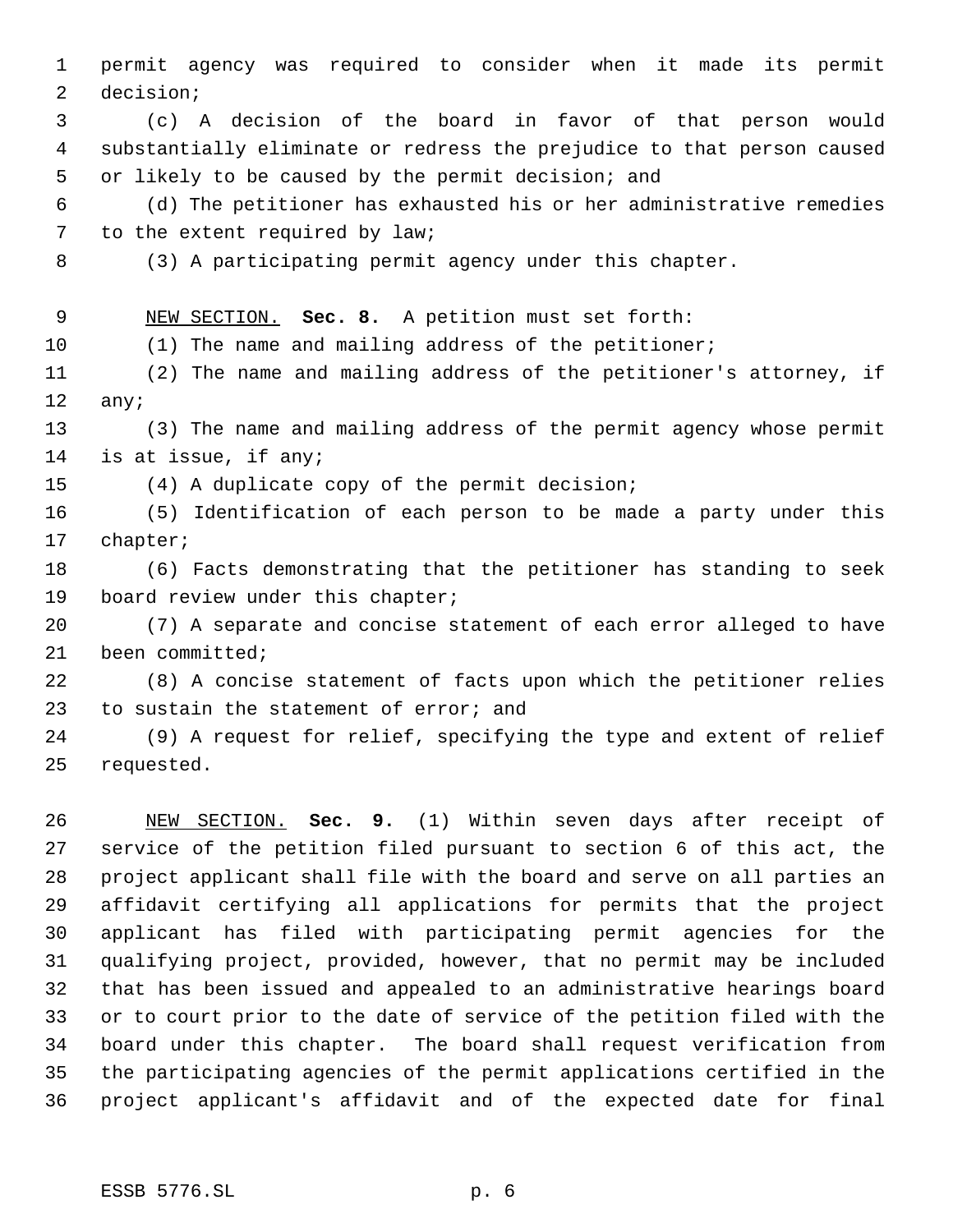permit agency was required to consider when it made its permit decision;

(c) A decision of the board in favor of that person would substantially eliminate or redress the prejudice to that person caused or likely to be caused by the permit decision; and

(d) The petitioner has exhausted his or her administrative remedies to the extent required by law;

(3) A participating permit agency under this chapter.

NEW SECTION. **Sec. 8.** A petition must set forth:

(1) The name and mailing address of the petitioner;

(2) The name and mailing address of the petitioner's attorney, if any;

(3) The name and mailing address of the permit agency whose permit is at issue, if any;

(4) A duplicate copy of the permit decision;

(5) Identification of each person to be made a party under this chapter;

(6) Facts demonstrating that the petitioner has standing to seek board review under this chapter;

(7) A separate and concise statement of each error alleged to have been committed;

(8) A concise statement of facts upon which the petitioner relies to sustain the statement of error; and

(9) A request for relief, specifying the type and extent of relief requested.

NEW SECTION. **Sec. 9.** (1) Within seven days after receipt of service of the petition filed pursuant to section 6 of this act, the project applicant shall file with the board and serve on all parties an affidavit certifying all applications for permits that the project applicant has filed with participating permit agencies for the qualifying project, provided, however, that no permit may be included that has been issued and appealed to an administrative hearings board or to court prior to the date of service of the petition filed with the board under this chapter. The board shall request verification from the participating agencies of the permit applications certified in the project applicant's affidavit and of the expected date for final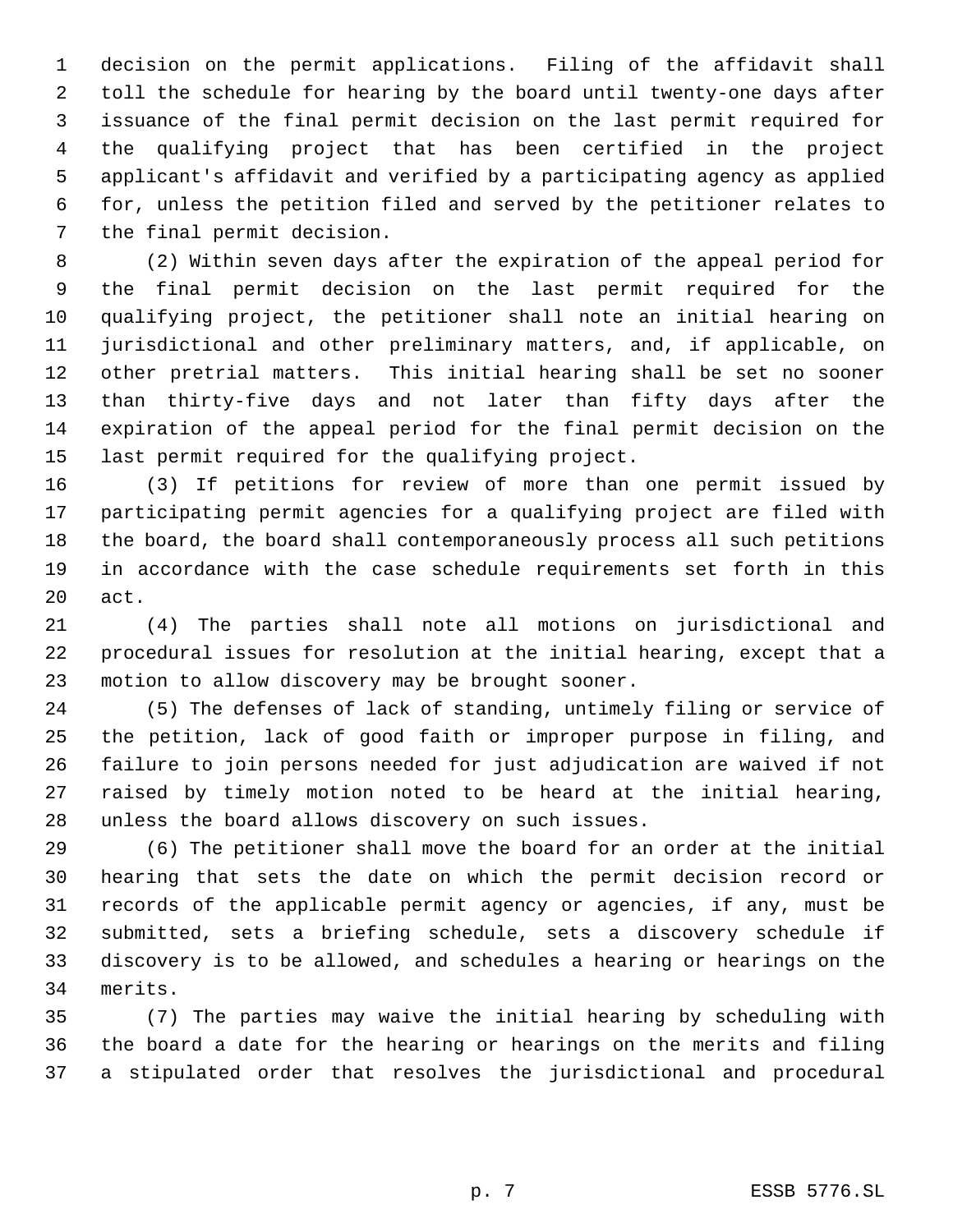decision on the permit applications. Filing of the affidavit shall toll the schedule for hearing by the board until twenty-one days after issuance of the final permit decision on the last permit required for the qualifying project that has been certified in the project applicant's affidavit and verified by a participating agency as applied for, unless the petition filed and served by the petitioner relates to the final permit decision.

(2) Within seven days after the expiration of the appeal period for the final permit decision on the last permit required for the qualifying project, the petitioner shall note an initial hearing on jurisdictional and other preliminary matters, and, if applicable, on other pretrial matters. This initial hearing shall be set no sooner than thirty-five days and not later than fifty days after the expiration of the appeal period for the final permit decision on the last permit required for the qualifying project.

(3) If petitions for review of more than one permit issued by participating permit agencies for a qualifying project are filed with the board, the board shall contemporaneously process all such petitions in accordance with the case schedule requirements set forth in this act.

(4) The parties shall note all motions on jurisdictional and procedural issues for resolution at the initial hearing, except that a motion to allow discovery may be brought sooner.

(5) The defenses of lack of standing, untimely filing or service of the petition, lack of good faith or improper purpose in filing, and failure to join persons needed for just adjudication are waived if not raised by timely motion noted to be heard at the initial hearing, unless the board allows discovery on such issues.

(6) The petitioner shall move the board for an order at the initial hearing that sets the date on which the permit decision record or records of the applicable permit agency or agencies, if any, must be submitted, sets a briefing schedule, sets a discovery schedule if discovery is to be allowed, and schedules a hearing or hearings on the merits.

(7) The parties may waive the initial hearing by scheduling with the board a date for the hearing or hearings on the merits and filing a stipulated order that resolves the jurisdictional and procedural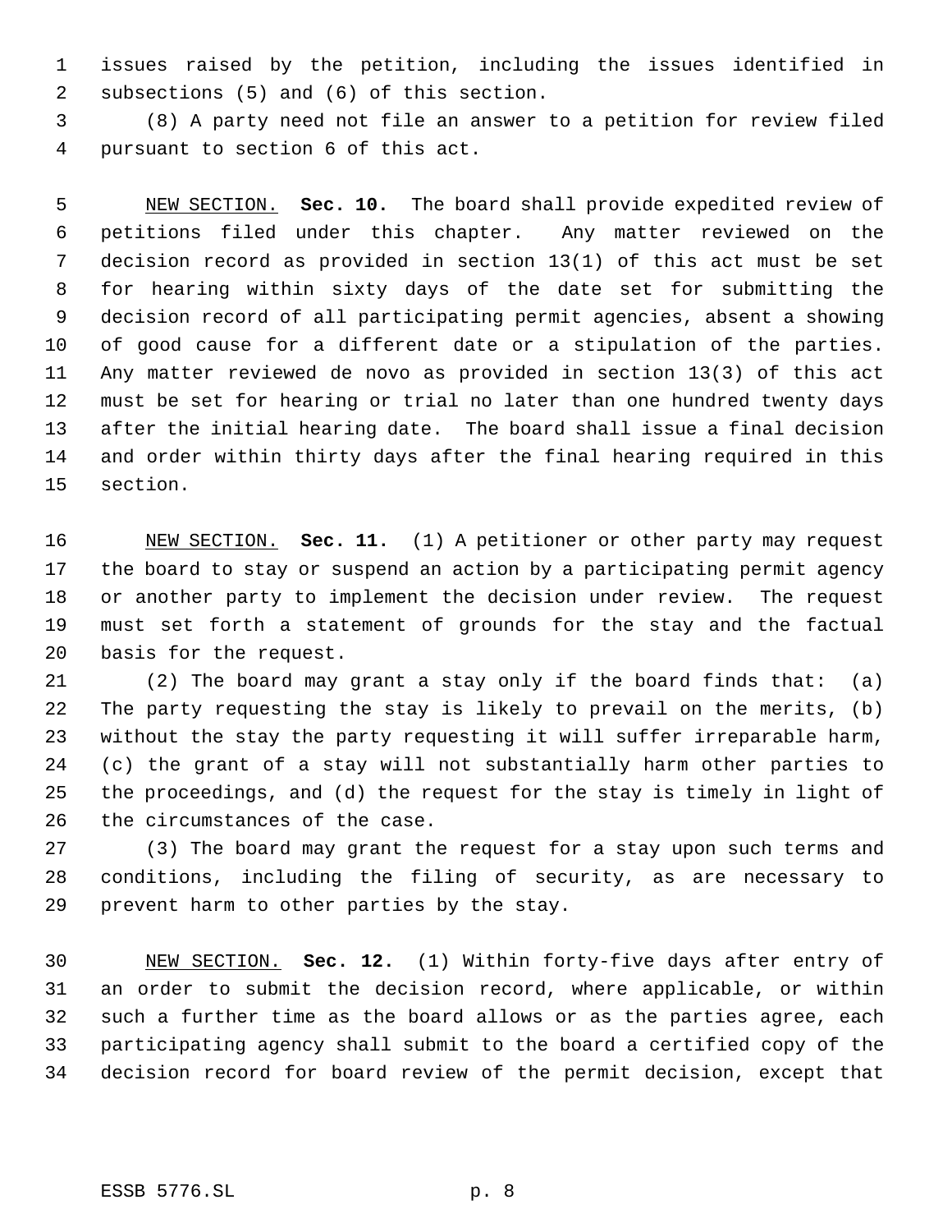issues raised by the petition, including the issues identified in subsections (5) and (6) of this section.

(8) A party need not file an answer to a petition for review filed pursuant to section 6 of this act.

NEW SECTION. **Sec. 10.** The board shall provide expedited review of petitions filed under this chapter. Any matter reviewed on the decision record as provided in section 13(1) of this act must be set for hearing within sixty days of the date set for submitting the decision record of all participating permit agencies, absent a showing of good cause for a different date or a stipulation of the parties. Any matter reviewed de novo as provided in section 13(3) of this act must be set for hearing or trial no later than one hundred twenty days after the initial hearing date. The board shall issue a final decision and order within thirty days after the final hearing required in this section.

NEW SECTION. **Sec. 11.** (1) A petitioner or other party may request the board to stay or suspend an action by a participating permit agency or another party to implement the decision under review. The request must set forth a statement of grounds for the stay and the factual basis for the request.

(2) The board may grant a stay only if the board finds that: (a) The party requesting the stay is likely to prevail on the merits, (b) without the stay the party requesting it will suffer irreparable harm, (c) the grant of a stay will not substantially harm other parties to the proceedings, and (d) the request for the stay is timely in light of the circumstances of the case.

(3) The board may grant the request for a stay upon such terms and conditions, including the filing of security, as are necessary to prevent harm to other parties by the stay.

NEW SECTION. **Sec. 12.** (1) Within forty-five days after entry of an order to submit the decision record, where applicable, or within such a further time as the board allows or as the parties agree, each participating agency shall submit to the board a certified copy of the decision record for board review of the permit decision, except that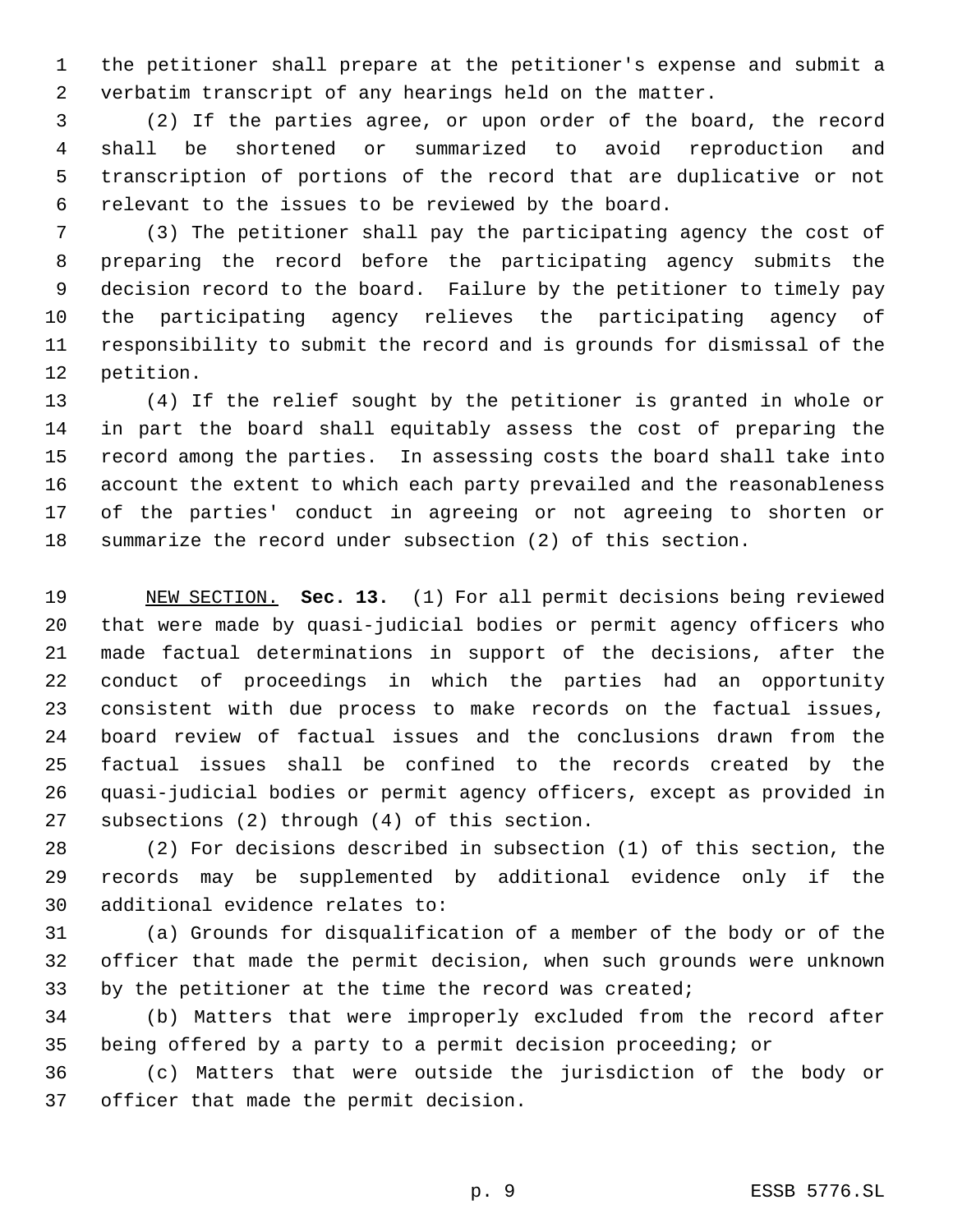the petitioner shall prepare at the petitioner's expense and submit a verbatim transcript of any hearings held on the matter.

(2) If the parties agree, or upon order of the board, the record shall be shortened or summarized to avoid reproduction and transcription of portions of the record that are duplicative or not relevant to the issues to be reviewed by the board.

(3) The petitioner shall pay the participating agency the cost of preparing the record before the participating agency submits the decision record to the board. Failure by the petitioner to timely pay the participating agency relieves the participating agency of responsibility to submit the record and is grounds for dismissal of the petition.

(4) If the relief sought by the petitioner is granted in whole or in part the board shall equitably assess the cost of preparing the record among the parties. In assessing costs the board shall take into account the extent to which each party prevailed and the reasonableness of the parties' conduct in agreeing or not agreeing to shorten or summarize the record under subsection (2) of this section.

NEW SECTION. **Sec. 13.** (1) For all permit decisions being reviewed that were made by quasi-judicial bodies or permit agency officers who made factual determinations in support of the decisions, after the conduct of proceedings in which the parties had an opportunity consistent with due process to make records on the factual issues, board review of factual issues and the conclusions drawn from the factual issues shall be confined to the records created by the quasi-judicial bodies or permit agency officers, except as provided in subsections (2) through (4) of this section.

(2) For decisions described in subsection (1) of this section, the records may be supplemented by additional evidence only if the additional evidence relates to:

(a) Grounds for disqualification of a member of the body or of the officer that made the permit decision, when such grounds were unknown by the petitioner at the time the record was created;

(b) Matters that were improperly excluded from the record after being offered by a party to a permit decision proceeding; or

(c) Matters that were outside the jurisdiction of the body or officer that made the permit decision.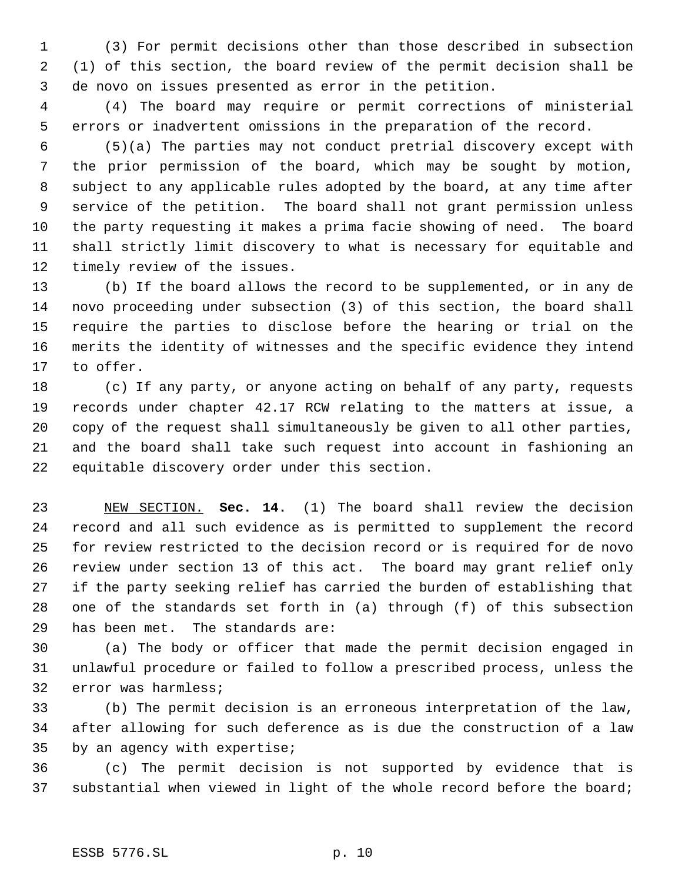(3) For permit decisions other than those described in subsection (1) of this section, the board review of the permit decision shall be de novo on issues presented as error in the petition.

(4) The board may require or permit corrections of ministerial errors or inadvertent omissions in the preparation of the record.

(5)(a) The parties may not conduct pretrial discovery except with the prior permission of the board, which may be sought by motion, subject to any applicable rules adopted by the board, at any time after service of the petition. The board shall not grant permission unless the party requesting it makes a prima facie showing of need. The board shall strictly limit discovery to what is necessary for equitable and timely review of the issues.

(b) If the board allows the record to be supplemented, or in any de novo proceeding under subsection (3) of this section, the board shall require the parties to disclose before the hearing or trial on the merits the identity of witnesses and the specific evidence they intend to offer.

(c) If any party, or anyone acting on behalf of any party, requests records under chapter 42.17 RCW relating to the matters at issue, a copy of the request shall simultaneously be given to all other parties, and the board shall take such request into account in fashioning an equitable discovery order under this section.

NEW SECTION. **Sec. 14.** (1) The board shall review the decision record and all such evidence as is permitted to supplement the record for review restricted to the decision record or is required for de novo review under section 13 of this act. The board may grant relief only if the party seeking relief has carried the burden of establishing that one of the standards set forth in (a) through (f) of this subsection has been met. The standards are:

(a) The body or officer that made the permit decision engaged in unlawful procedure or failed to follow a prescribed process, unless the error was harmless;

(b) The permit decision is an erroneous interpretation of the law, after allowing for such deference as is due the construction of a law by an agency with expertise;

(c) The permit decision is not supported by evidence that is substantial when viewed in light of the whole record before the board;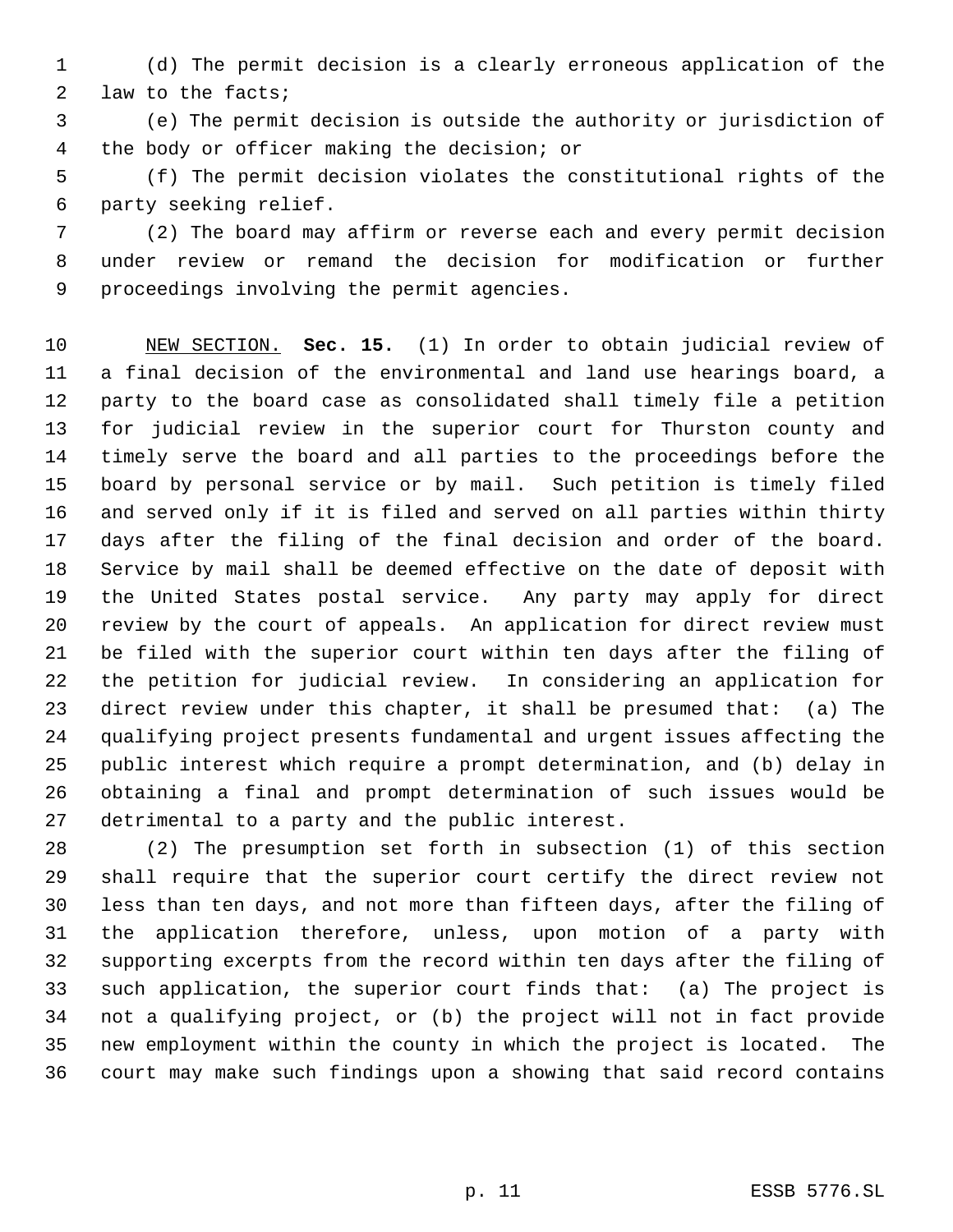(d) The permit decision is a clearly erroneous application of the law to the facts;

(e) The permit decision is outside the authority or jurisdiction of the body or officer making the decision; or

(f) The permit decision violates the constitutional rights of the party seeking relief.

(2) The board may affirm or reverse each and every permit decision under review or remand the decision for modification or further proceedings involving the permit agencies.

NEW SECTION. **Sec. 15.** (1) In order to obtain judicial review of a final decision of the environmental and land use hearings board, a party to the board case as consolidated shall timely file a petition for judicial review in the superior court for Thurston county and timely serve the board and all parties to the proceedings before the board by personal service or by mail. Such petition is timely filed and served only if it is filed and served on all parties within thirty days after the filing of the final decision and order of the board. Service by mail shall be deemed effective on the date of deposit with the United States postal service. Any party may apply for direct review by the court of appeals. An application for direct review must be filed with the superior court within ten days after the filing of the petition for judicial review. In considering an application for direct review under this chapter, it shall be presumed that: (a) The qualifying project presents fundamental and urgent issues affecting the public interest which require a prompt determination, and (b) delay in obtaining a final and prompt determination of such issues would be detrimental to a party and the public interest.

(2) The presumption set forth in subsection (1) of this section shall require that the superior court certify the direct review not less than ten days, and not more than fifteen days, after the filing of the application therefore, unless, upon motion of a party with supporting excerpts from the record within ten days after the filing of such application, the superior court finds that: (a) The project is not a qualifying project, or (b) the project will not in fact provide new employment within the county in which the project is located. The court may make such findings upon a showing that said record contains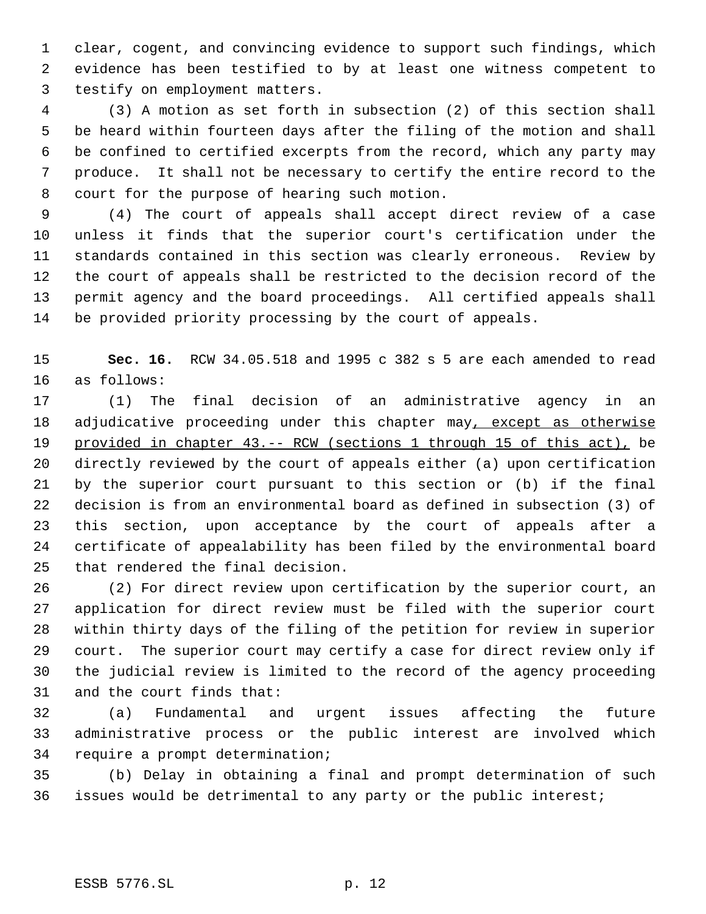clear, cogent, and convincing evidence to support such findings, which evidence has been testified to by at least one witness competent to testify on employment matters.

(3) A motion as set forth in subsection (2) of this section shall be heard within fourteen days after the filing of the motion and shall be confined to certified excerpts from the record, which any party may produce. It shall not be necessary to certify the entire record to the court for the purpose of hearing such motion.

(4) The court of appeals shall accept direct review of a case unless it finds that the superior court's certification under the standards contained in this section was clearly erroneous. Review by the court of appeals shall be restricted to the decision record of the permit agency and the board proceedings. All certified appeals shall be provided priority processing by the court of appeals.

**Sec. 16.** RCW 34.05.518 and 1995 c 382 s 5 are each amended to read as follows:

(1) The final decision of an administrative agency in an adjudicative proceeding under this chapter may, except as otherwise provided in chapter 43.-- RCW (sections 1 through 15 of this act), be directly reviewed by the court of appeals either (a) upon certification by the superior court pursuant to this section or (b) if the final decision is from an environmental board as defined in subsection (3) of this section, upon acceptance by the court of appeals after a certificate of appealability has been filed by the environmental board that rendered the final decision.

(2) For direct review upon certification by the superior court, an application for direct review must be filed with the superior court within thirty days of the filing of the petition for review in superior court. The superior court may certify a case for direct review only if the judicial review is limited to the record of the agency proceeding and the court finds that:

(a) Fundamental and urgent issues affecting the future administrative process or the public interest are involved which require a prompt determination;

(b) Delay in obtaining a final and prompt determination of such issues would be detrimental to any party or the public interest;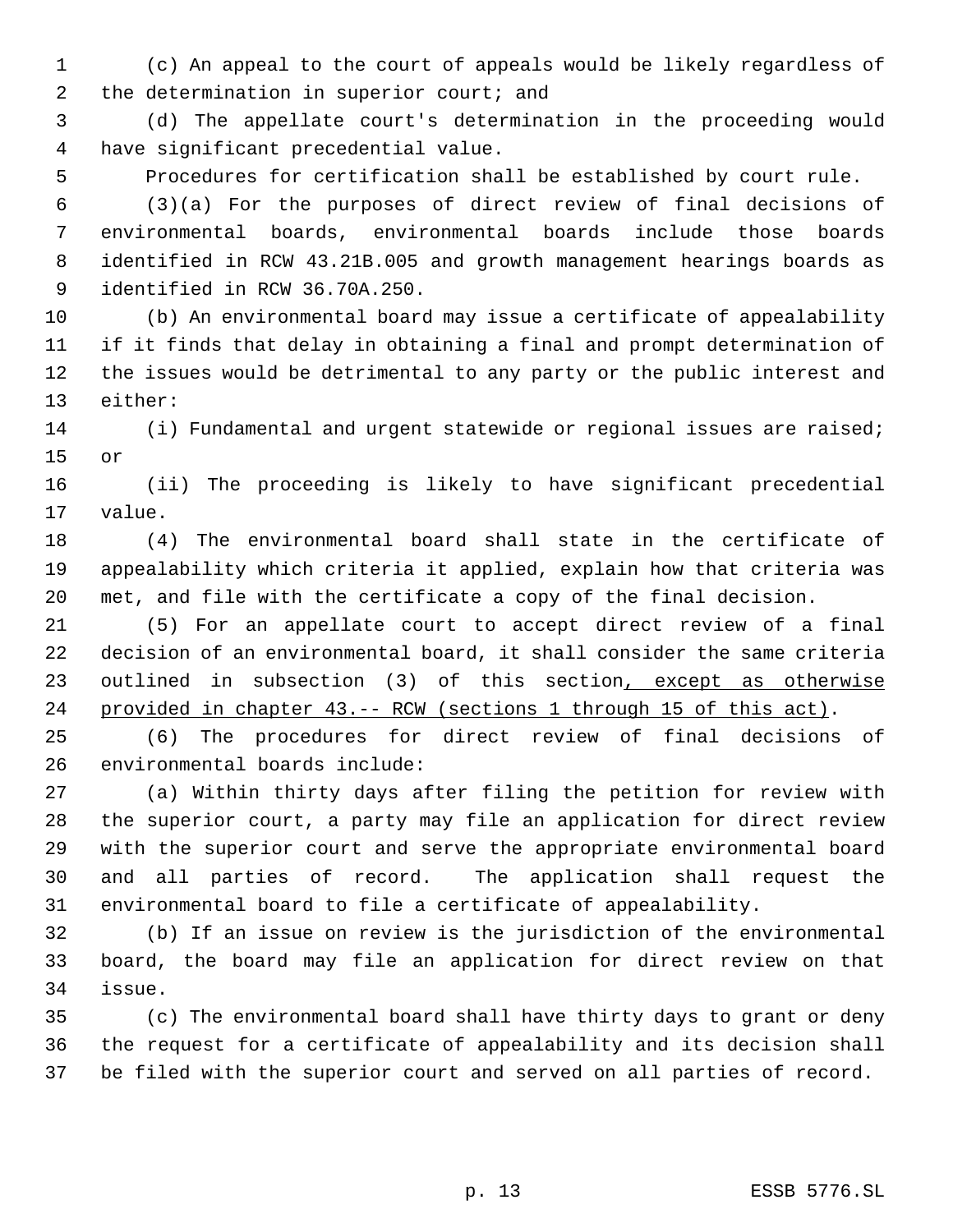(c) An appeal to the court of appeals would be likely regardless of the determination in superior court; and

(d) The appellate court's determination in the proceeding would have significant precedential value.

Procedures for certification shall be established by court rule.

(3)(a) For the purposes of direct review of final decisions of environmental boards, environmental boards include those boards identified in RCW 43.21B.005 and growth management hearings boards as identified in RCW 36.70A.250.

(b) An environmental board may issue a certificate of appealability if it finds that delay in obtaining a final and prompt determination of the issues would be detrimental to any party or the public interest and either:

(i) Fundamental and urgent statewide or regional issues are raised; or

(ii) The proceeding is likely to have significant precedential value.

(4) The environmental board shall state in the certificate of appealability which criteria it applied, explain how that criteria was met, and file with the certificate a copy of the final decision.

(5) For an appellate court to accept direct review of a final decision of an environmental board, it shall consider the same criteria outlined in subsection (3) of this section<u>, except as otherwise provided in chapter 43.-- RCW (sections 1 through 15 of this act)</u>.

(6) The procedures for direct review of final decisions of environmental boards include:

(a) Within thirty days after filing the petition for review with the superior court, a party may file an application for direct review with the superior court and serve the appropriate environmental board and all parties of record. The application shall request the environmental board to file a certificate of appealability.

(b) If an issue on review is the jurisdiction of the environmental board, the board may file an application for direct review on that issue.

(c) The environmental board shall have thirty days to grant or deny the request for a certificate of appealability and its decision shall be filed with the superior court and served on all parties of record.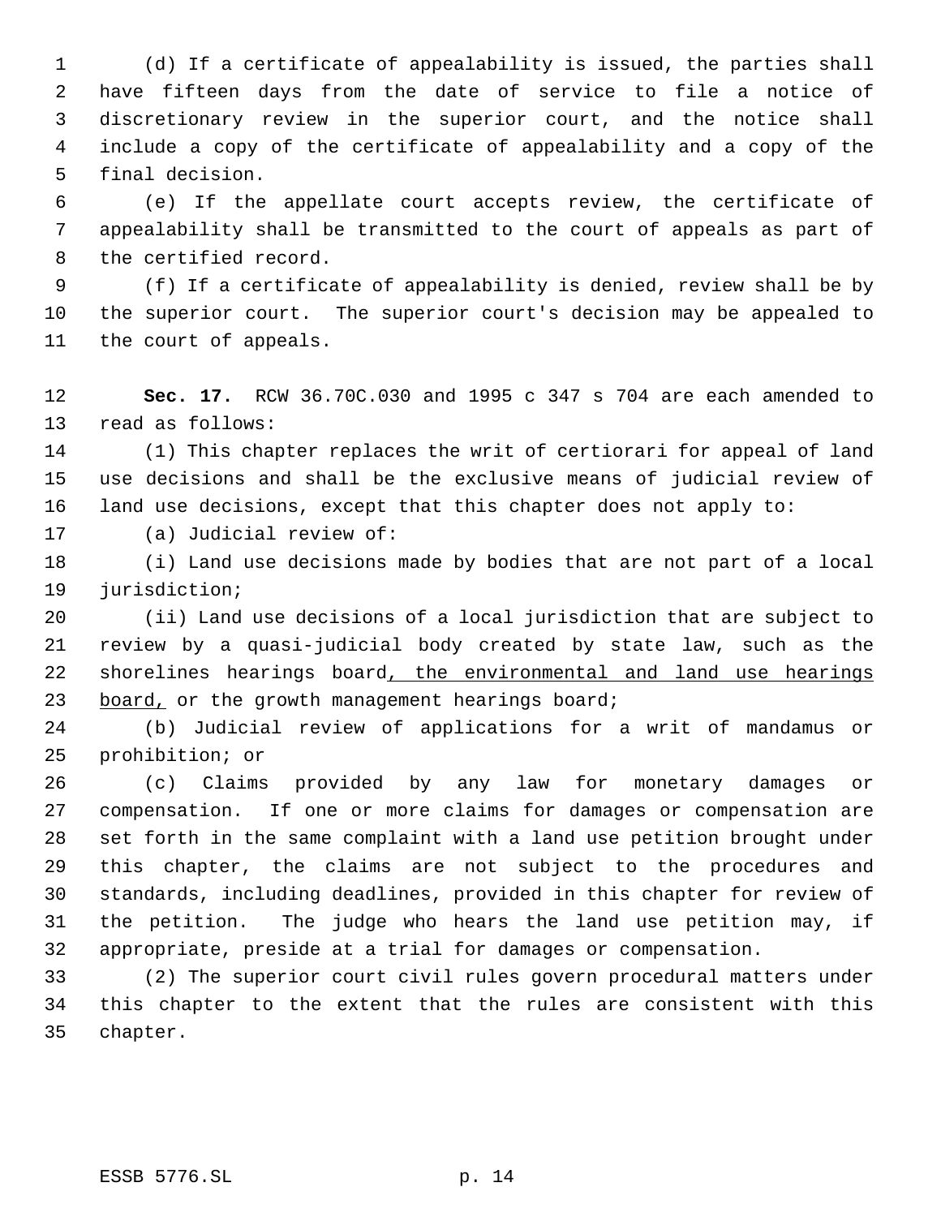(d) If a certificate of appealability is issued, the parties shall have fifteen days from the date of service to file a notice of discretionary review in the superior court, and the notice shall include a copy of the certificate of appealability and a copy of the final decision.

(e) If the appellate court accepts review, the certificate of appealability shall be transmitted to the court of appeals as part of the certified record.

(f) If a certificate of appealability is denied, review shall be by the superior court. The superior court's decision may be appealed to the court of appeals.

**Sec. 17.** RCW 36.70C.030 and 1995 c 347 s 704 are each amended to read as follows:

(1) This chapter replaces the writ of certiorari for appeal of land use decisions and shall be the exclusive means of judicial review of land use decisions, except that this chapter does not apply to:

(a) Judicial review of:

(i) Land use decisions made by bodies that are not part of a local jurisdiction;

(ii) Land use decisions of a local jurisdiction that are subject to review by a quasi-judicial body created by state law, such as the shorelines hearings board<u>, the environmental and land use hearings board,</u> or the growth management hearings board;

(b) Judicial review of applications for a writ of mandamus or prohibition; or

(c) Claims provided by any law for monetary damages or compensation. If one or more claims for damages or compensation are set forth in the same complaint with a land use petition brought under this chapter, the claims are not subject to the procedures and standards, including deadlines, provided in this chapter for review of the petition. The judge who hears the land use petition may, if appropriate, preside at a trial for damages or compensation.

(2) The superior court civil rules govern procedural matters under this chapter to the extent that the rules are consistent with this chapter.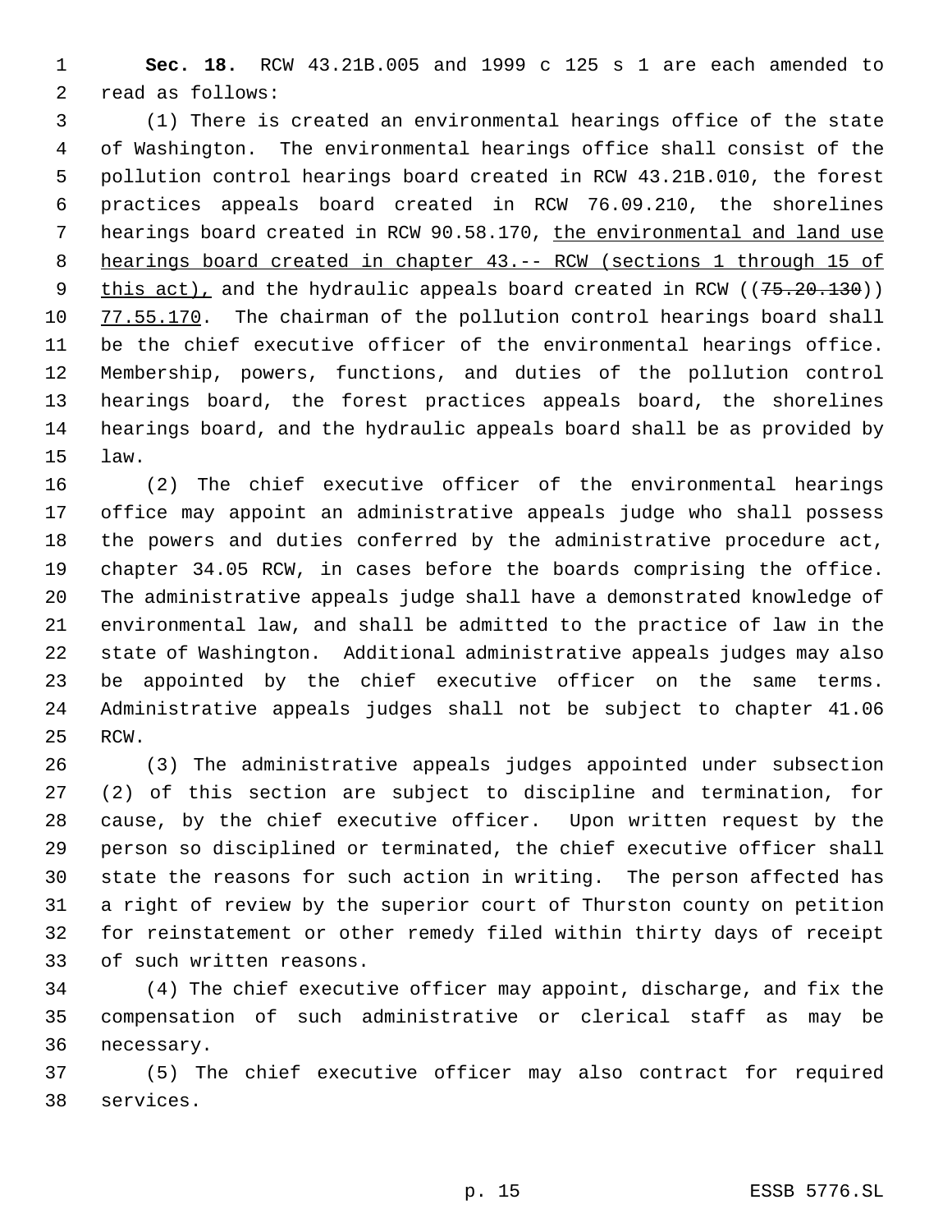**Sec. 18.** RCW 43.21B.005 and 1999 c 125 s 1 are each amended to read as follows:

(1) There is created an environmental hearings office of the state of Washington. The environmental hearings office shall consist of the pollution control hearings board created in RCW 43.21B.010, the forest practices appeals board created in RCW 76.09.210, the shorelines hearings board created in RCW 90.58.170, the environmental and land use hearings board created in chapter 43.-- RCW (sections 1 through 15 of this act), and the hydraulic appeals board created in RCW ((~~75.20.130~~)) 77.55.170. The chairman of the pollution control hearings board shall be the chief executive officer of the environmental hearings office. Membership, powers, functions, and duties of the pollution control hearings board, the forest practices appeals board, the shorelines hearings board, and the hydraulic appeals board shall be as provided by law.

(2) The chief executive officer of the environmental hearings office may appoint an administrative appeals judge who shall possess the powers and duties conferred by the administrative procedure act, chapter 34.05 RCW, in cases before the boards comprising the office. The administrative appeals judge shall have a demonstrated knowledge of environmental law, and shall be admitted to the practice of law in the state of Washington. Additional administrative appeals judges may also be appointed by the chief executive officer on the same terms. Administrative appeals judges shall not be subject to chapter 41.06 RCW.

(3) The administrative appeals judges appointed under subsection (2) of this section are subject to discipline and termination, for cause, by the chief executive officer. Upon written request by the person so disciplined or terminated, the chief executive officer shall state the reasons for such action in writing. The person affected has a right of review by the superior court of Thurston county on petition for reinstatement or other remedy filed within thirty days of receipt of such written reasons.

(4) The chief executive officer may appoint, discharge, and fix the compensation of such administrative or clerical staff as may be necessary.

(5) The chief executive officer may also contract for required services.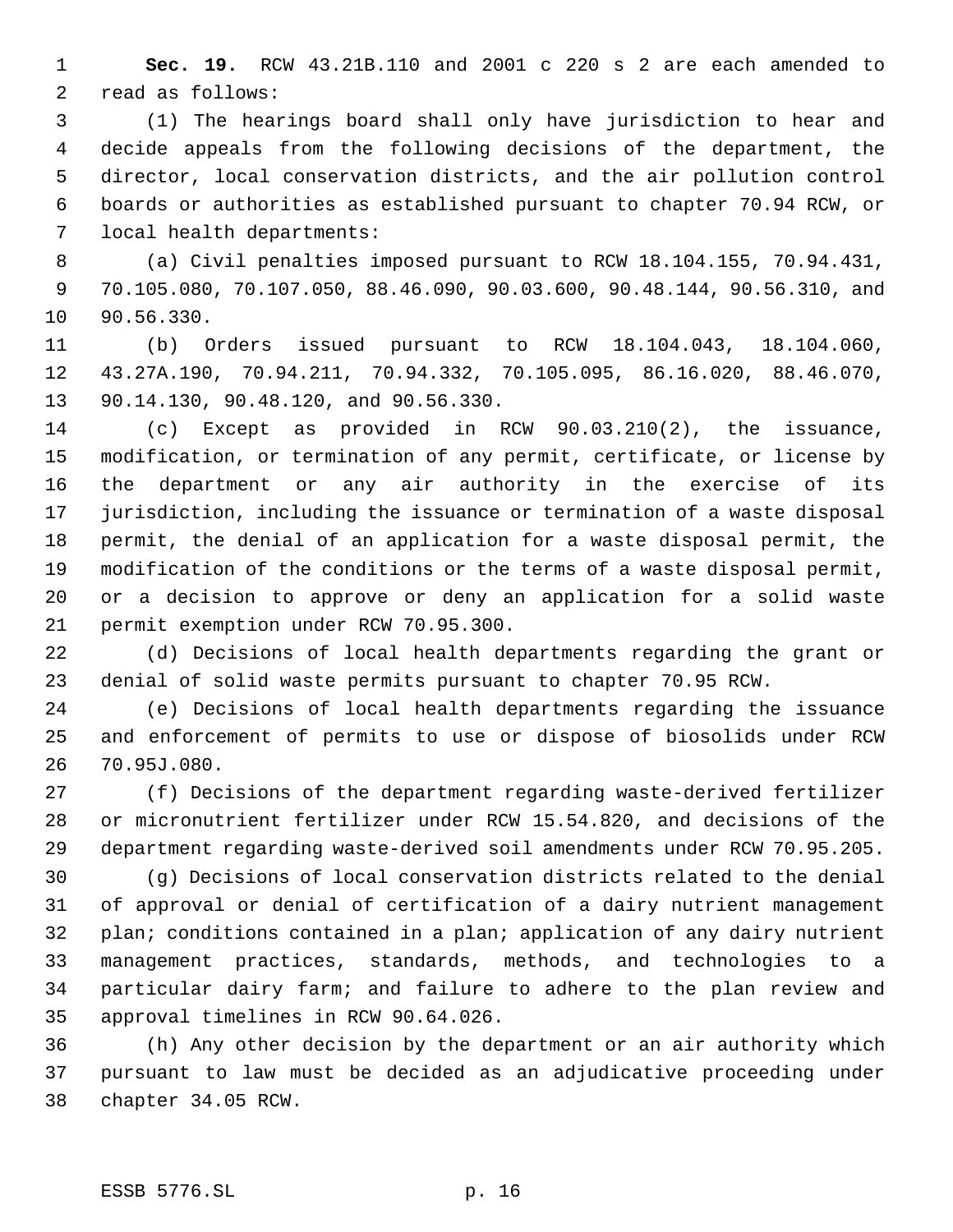**Sec. 19.** RCW 43.21B.110 and 2001 c 220 s 2 are each amended to read as follows:

(1) The hearings board shall only have jurisdiction to hear and decide appeals from the following decisions of the department, the director, local conservation districts, and the air pollution control boards or authorities as established pursuant to chapter 70.94 RCW, or local health departments:

(a) Civil penalties imposed pursuant to RCW 18.104.155, 70.94.431, 70.105.080, 70.107.050, 88.46.090, 90.03.600, 90.48.144, 90.56.310, and 90.56.330.

(b) Orders issued pursuant to RCW 18.104.043, 18.104.060, 43.27A.190, 70.94.211, 70.94.332, 70.105.095, 86.16.020, 88.46.070, 90.14.130, 90.48.120, and 90.56.330.

(c) Except as provided in RCW 90.03.210(2), the issuance, modification, or termination of any permit, certificate, or license by the department or any air authority in the exercise of its jurisdiction, including the issuance or termination of a waste disposal permit, the denial of an application for a waste disposal permit, the modification of the conditions or the terms of a waste disposal permit, or a decision to approve or deny an application for a solid waste permit exemption under RCW 70.95.300.

(d) Decisions of local health departments regarding the grant or denial of solid waste permits pursuant to chapter 70.95 RCW.

(e) Decisions of local health departments regarding the issuance and enforcement of permits to use or dispose of biosolids under RCW 70.95J.080.

(f) Decisions of the department regarding waste-derived fertilizer or micronutrient fertilizer under RCW 15.54.820, and decisions of the department regarding waste-derived soil amendments under RCW 70.95.205.

(g) Decisions of local conservation districts related to the denial of approval or denial of certification of a dairy nutrient management plan; conditions contained in a plan; application of any dairy nutrient management practices, standards, methods, and technologies to a particular dairy farm; and failure to adhere to the plan review and approval timelines in RCW 90.64.026.

(h) Any other decision by the department or an air authority which pursuant to law must be decided as an adjudicative proceeding under chapter 34.05 RCW.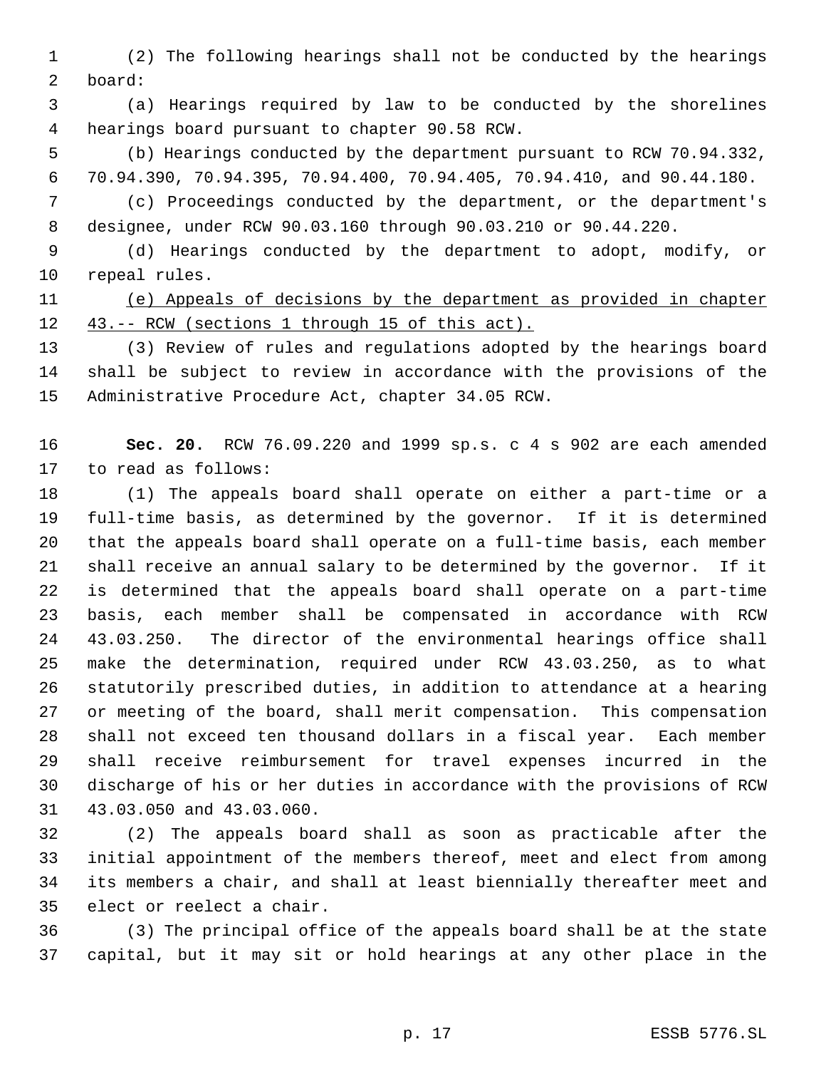(2) The following hearings shall not be conducted by the hearings board:

(a) Hearings required by law to be conducted by the shorelines hearings board pursuant to chapter 90.58 RCW.

(b) Hearings conducted by the department pursuant to RCW 70.94.332, 70.94.390, 70.94.395, 70.94.400, 70.94.405, 70.94.410, and 90.44.180.

(c) Proceedings conducted by the department, or the department's designee, under RCW 90.03.160 through 90.03.210 or 90.44.220.

(d) Hearings conducted by the department to adopt, modify, or repeal rules.

<u>(e) Appeals of decisions by the department as provided in chapter 43.-- RCW (sections 1 through 15 of this act).</u>

(3) Review of rules and regulations adopted by the hearings board shall be subject to review in accordance with the provisions of the Administrative Procedure Act, chapter 34.05 RCW.

**Sec. 20.** RCW 76.09.220 and 1999 sp.s. c 4 s 902 are each amended to read as follows:

(1) The appeals board shall operate on either a part-time or a full-time basis, as determined by the governor. If it is determined that the appeals board shall operate on a full-time basis, each member shall receive an annual salary to be determined by the governor. If it is determined that the appeals board shall operate on a part-time basis, each member shall be compensated in accordance with RCW 43.03.250. The director of the environmental hearings office shall make the determination, required under RCW 43.03.250, as to what statutorily prescribed duties, in addition to attendance at a hearing or meeting of the board, shall merit compensation. This compensation shall not exceed ten thousand dollars in a fiscal year. Each member shall receive reimbursement for travel expenses incurred in the discharge of his or her duties in accordance with the provisions of RCW 43.03.050 and 43.03.060.

(2) The appeals board shall as soon as practicable after the initial appointment of the members thereof, meet and elect from among its members a chair, and shall at least biennially thereafter meet and elect or reelect a chair.

(3) The principal office of the appeals board shall be at the state capital, but it may sit or hold hearings at any other place in the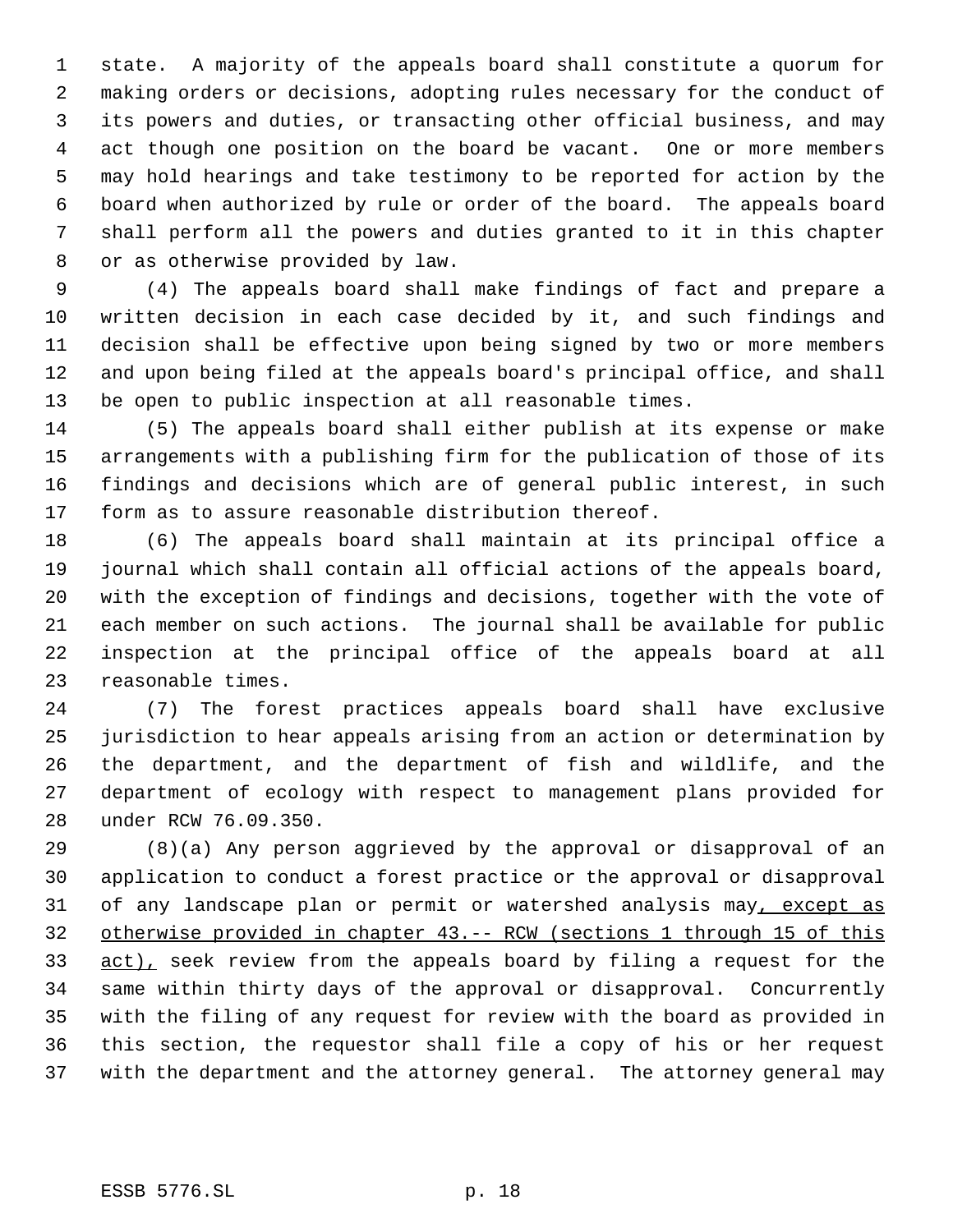state. A majority of the appeals board shall constitute a quorum for making orders or decisions, adopting rules necessary for the conduct of its powers and duties, or transacting other official business, and may act though one position on the board be vacant. One or more members may hold hearings and take testimony to be reported for action by the board when authorized by rule or order of the board. The appeals board shall perform all the powers and duties granted to it in this chapter or as otherwise provided by law.

(4) The appeals board shall make findings of fact and prepare a written decision in each case decided by it, and such findings and decision shall be effective upon being signed by two or more members and upon being filed at the appeals board's principal office, and shall be open to public inspection at all reasonable times.

(5) The appeals board shall either publish at its expense or make arrangements with a publishing firm for the publication of those of its findings and decisions which are of general public interest, in such form as to assure reasonable distribution thereof.

(6) The appeals board shall maintain at its principal office a journal which shall contain all official actions of the appeals board, with the exception of findings and decisions, together with the vote of each member on such actions. The journal shall be available for public inspection at the principal office of the appeals board at all reasonable times.

(7) The forest practices appeals board shall have exclusive jurisdiction to hear appeals arising from an action or determination by the department, and the department of fish and wildlife, and the department of ecology with respect to management plans provided for under RCW 76.09.350.

(8)(a) Any person aggrieved by the approval or disapproval of an application to conduct a forest practice or the approval or disapproval of any landscape plan or permit or watershed analysis may<u>, except as otherwise provided in chapter 43.-- RCW (sections 1 through 15 of this act),</u> seek review from the appeals board by filing a request for the same within thirty days of the approval or disapproval. Concurrently with the filing of any request for review with the board as provided in this section, the requestor shall file a copy of his or her request with the department and the attorney general. The attorney general may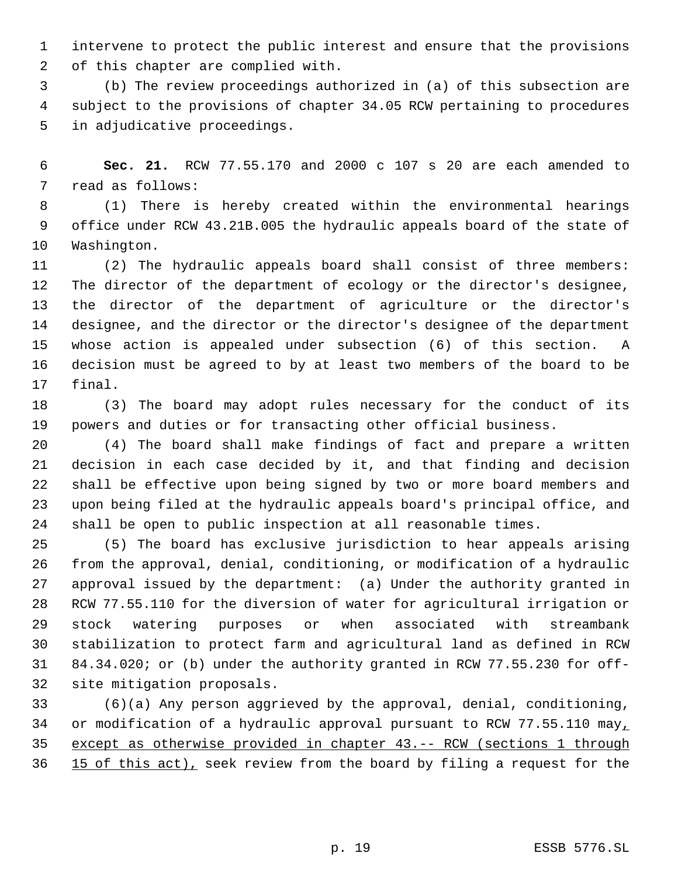intervene to protect the public interest and ensure that the provisions of this chapter are complied with.

(b) The review proceedings authorized in (a) of this subsection are subject to the provisions of chapter 34.05 RCW pertaining to procedures in adjudicative proceedings.

**Sec. 21.** RCW 77.55.170 and 2000 c 107 s 20 are each amended to read as follows:

(1) There is hereby created within the environmental hearings office under RCW 43.21B.005 the hydraulic appeals board of the state of Washington.

(2) The hydraulic appeals board shall consist of three members: The director of the department of ecology or the director's designee, the director of the department of agriculture or the director's designee, and the director or the director's designee of the department whose action is appealed under subsection (6) of this section. A decision must be agreed to by at least two members of the board to be final.

(3) The board may adopt rules necessary for the conduct of its powers and duties or for transacting other official business.

(4) The board shall make findings of fact and prepare a written decision in each case decided by it, and that finding and decision shall be effective upon being signed by two or more board members and upon being filed at the hydraulic appeals board's principal office, and shall be open to public inspection at all reasonable times.

(5) The board has exclusive jurisdiction to hear appeals arising from the approval, denial, conditioning, or modification of a hydraulic approval issued by the department: (a) Under the authority granted in RCW 77.55.110 for the diversion of water for agricultural irrigation or stock watering purposes or when associated with streambank stabilization to protect farm and agricultural land as defined in RCW 84.34.020; or (b) under the authority granted in RCW 77.55.230 for off-site mitigation proposals.

(6)(a) Any person aggrieved by the approval, denial, conditioning, or modification of a hydraulic approval pursuant to RCW 77.55.110 may, except as otherwise provided in chapter 43.-- RCW (sections 1 through 15 of this act), seek review from the board by filing a request for the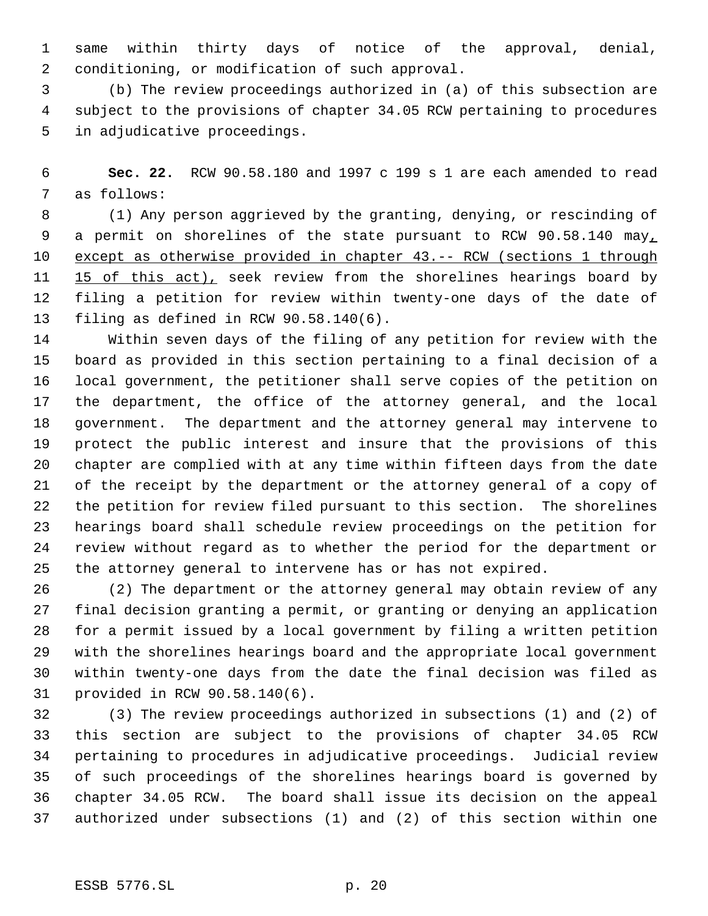same within thirty days of notice of the approval, denial, conditioning, or modification of such approval.

(b) The review proceedings authorized in (a) of this subsection are subject to the provisions of chapter 34.05 RCW pertaining to procedures in adjudicative proceedings.

**Sec. 22.** RCW 90.58.180 and 1997 c 199 s 1 are each amended to read as follows:

(1) Any person aggrieved by the granting, denying, or rescinding of a permit on shorelines of the state pursuant to RCW 90.58.140 may, except as otherwise provided in chapter 43.-- RCW (sections 1 through 15 of this act), seek review from the shorelines hearings board by filing a petition for review within twenty-one days of the date of filing as defined in RCW 90.58.140(6).

Within seven days of the filing of any petition for review with the board as provided in this section pertaining to a final decision of a local government, the petitioner shall serve copies of the petition on the department, the office of the attorney general, and the local government. The department and the attorney general may intervene to protect the public interest and insure that the provisions of this chapter are complied with at any time within fifteen days from the date of the receipt by the department or the attorney general of a copy of the petition for review filed pursuant to this section. The shorelines hearings board shall schedule review proceedings on the petition for review without regard as to whether the period for the department or the attorney general to intervene has or has not expired.

(2) The department or the attorney general may obtain review of any final decision granting a permit, or granting or denying an application for a permit issued by a local government by filing a written petition with the shorelines hearings board and the appropriate local government within twenty-one days from the date the final decision was filed as provided in RCW 90.58.140(6).

(3) The review proceedings authorized in subsections (1) and (2) of this section are subject to the provisions of chapter 34.05 RCW pertaining to procedures in adjudicative proceedings. Judicial review of such proceedings of the shorelines hearings board is governed by chapter 34.05 RCW. The board shall issue its decision on the appeal authorized under subsections (1) and (2) of this section within one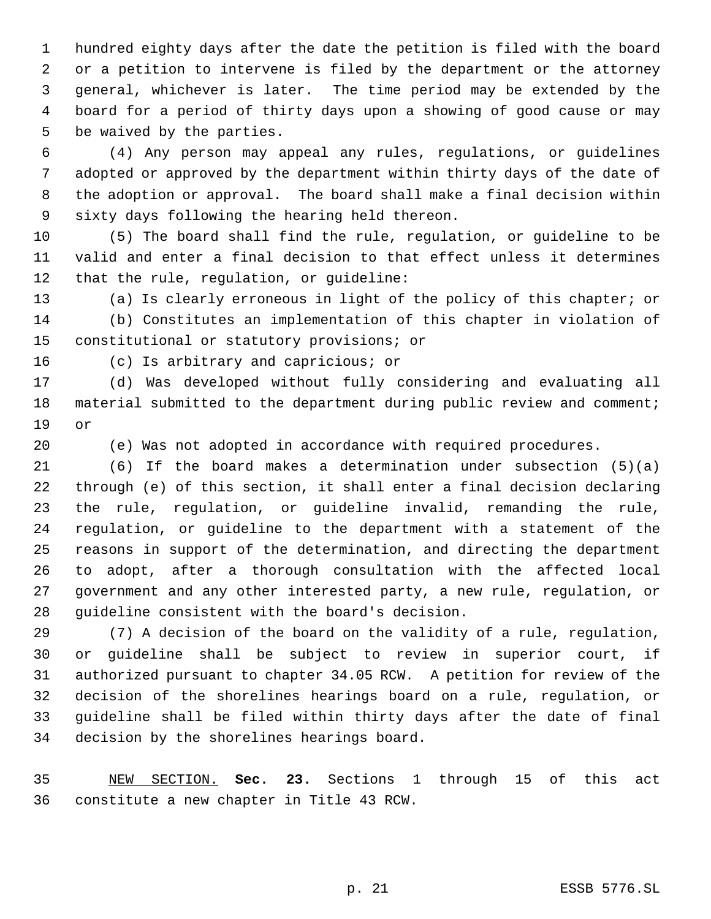hundred eighty days after the date the petition is filed with the board or a petition to intervene is filed by the department or the attorney general, whichever is later. The time period may be extended by the board for a period of thirty days upon a showing of good cause or may be waived by the parties.

(4) Any person may appeal any rules, regulations, or guidelines adopted or approved by the department within thirty days of the date of the adoption or approval. The board shall make a final decision within sixty days following the hearing held thereon.

(5) The board shall find the rule, regulation, or guideline to be valid and enter a final decision to that effect unless it determines that the rule, regulation, or guideline:

(a) Is clearly erroneous in light of the policy of this chapter; or

(b) Constitutes an implementation of this chapter in violation of constitutional or statutory provisions; or

(c) Is arbitrary and capricious; or

(d) Was developed without fully considering and evaluating all material submitted to the department during public review and comment; or

(e) Was not adopted in accordance with required procedures.

(6) If the board makes a determination under subsection (5)(a) through (e) of this section, it shall enter a final decision declaring the rule, regulation, or guideline invalid, remanding the rule, regulation, or guideline to the department with a statement of the reasons in support of the determination, and directing the department to adopt, after a thorough consultation with the affected local government and any other interested party, a new rule, regulation, or guideline consistent with the board's decision.

(7) A decision of the board on the validity of a rule, regulation, or guideline shall be subject to review in superior court, if authorized pursuant to chapter 34.05 RCW. A petition for review of the decision of the shorelines hearings board on a rule, regulation, or guideline shall be filed within thirty days after the date of final decision by the shorelines hearings board.

NEW SECTION. **Sec. 23.** Sections 1 through 15 of this act constitute a new chapter in Title 43 RCW.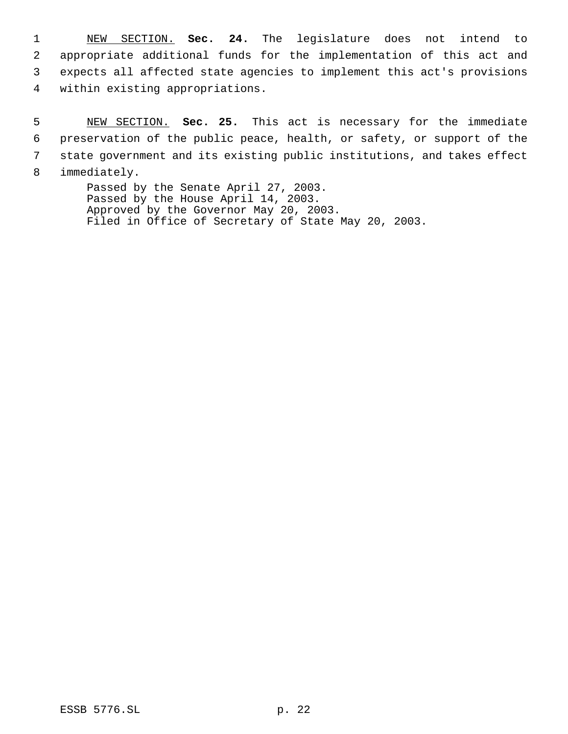NEW SECTION. **Sec. 24.** The legislature does not intend to appropriate additional funds for the implementation of this act and expects all affected state agencies to implement this act's provisions within existing appropriations.

NEW SECTION. **Sec. 25.** This act is necessary for the immediate preservation of the public peace, health, or safety, or support of the state government and its existing public institutions, and takes effect immediately.

Passed by the Senate April 27, 2003.
Passed by the House April 14, 2003.
Approved by the Governor May 20, 2003.
Filed in Office of Secretary of State May 20, 2003.